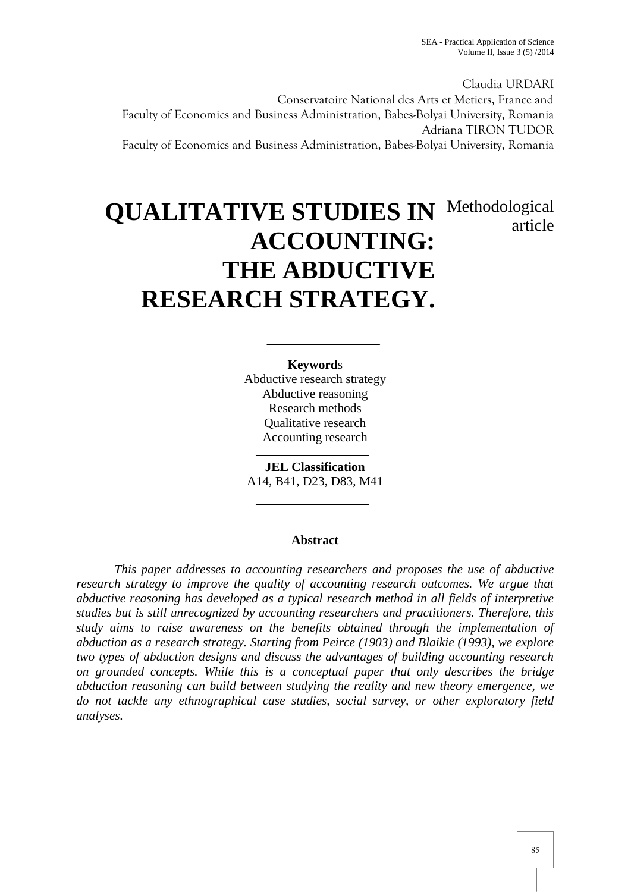Claudia URDARI
Conservatoire National des Arts et Metiers, France and
Faculty of Economics and Business Administration, Babes-Bolyai University, Romania
Adriana TIRON TUDOR
Faculty of Economics and Business Administration, Babes-Bolyai University, Romania

# QUALITATIVE STUDIES IN ACCOUNTING: THE ABDUCTIVE RESEARCH STRATEGY.

Methodological article

**Keywords**
Abductive research strategy
Abductive reasoning
Research methods
Qualitative research
Accounting research

**JEL Classification**
A14, B41, D23, D83, M41

## Abstract

*This paper addresses to accounting researchers and proposes the use of abductive research strategy to improve the quality of accounting research outcomes. We argue that abductive reasoning has developed as a typical research method in all fields of interpretive studies but is still unrecognized by accounting researchers and practitioners. Therefore, this study aims to raise awareness on the benefits obtained through the implementation of abduction as a research strategy. Starting from Peirce (1903) and Blaikie (1993), we explore two types of abduction designs and discuss the advantages of building accounting research on grounded concepts. While this is a conceptual paper that only describes the bridge abduction reasoning can build between studying the reality and new theory emergence, we do not tackle any ethnographical case studies, social survey, or other exploratory field analyses.*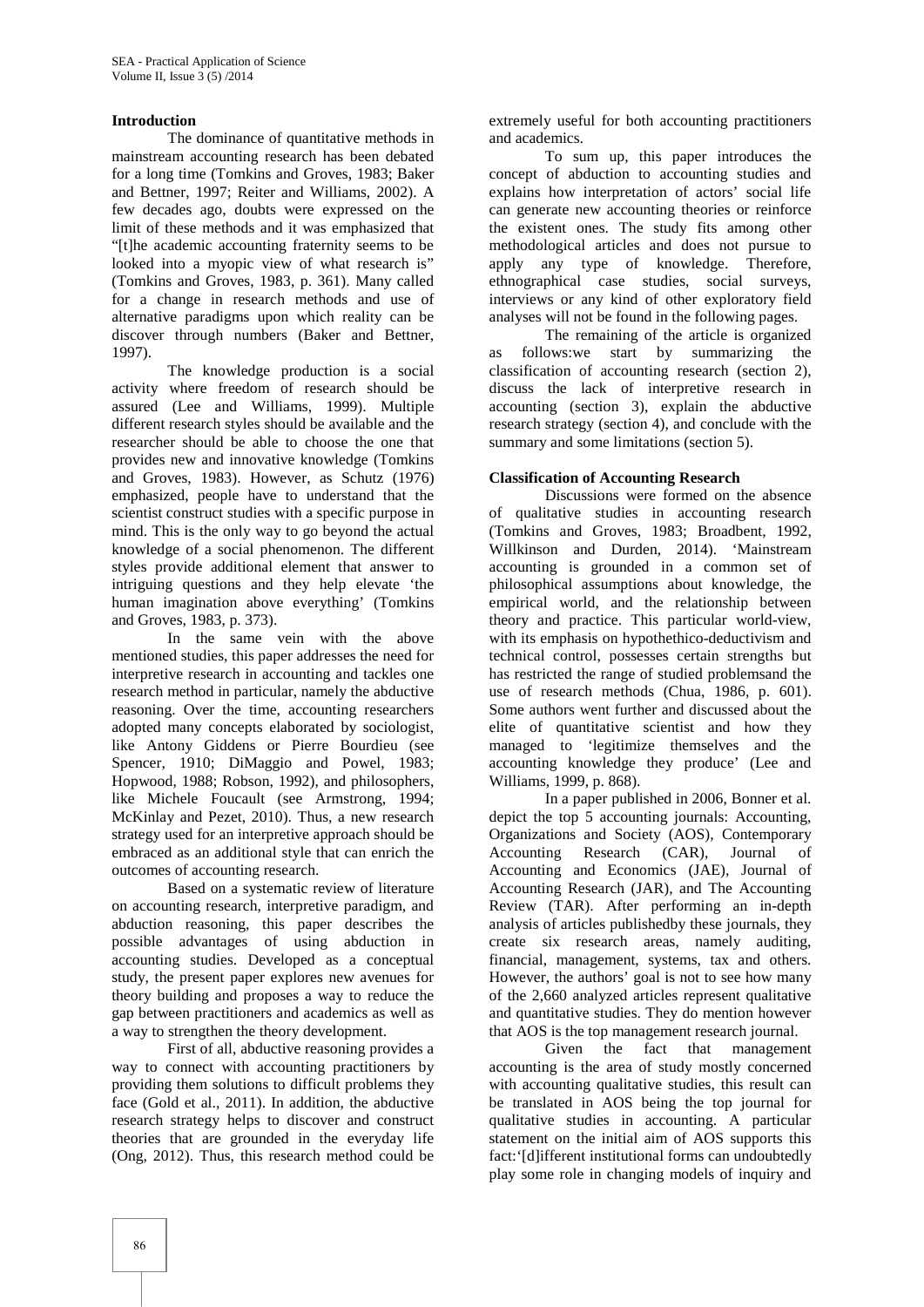## Introduction

The dominance of quantitative methods in mainstream accounting research has been debated for a long time (Tomkins and Groves, 1983; Baker and Bettner, 1997; Reiter and Williams, 2002). A few decades ago, doubts were expressed on the limit of these methods and it was emphasized that "[t]he academic accounting fraternity seems to be looked into a myopic view of what research is" (Tomkins and Groves, 1983, p. 361). Many called for a change in research methods and use of alternative paradigms upon which reality can be discover through numbers (Baker and Bettner, 1997).

The knowledge production is a social activity where freedom of research should be assured (Lee and Williams, 1999). Multiple different research styles should be available and the researcher should be able to choose the one that provides new and innovative knowledge (Tomkins and Groves, 1983). However, as Schutz (1976) emphasized, people have to understand that the scientist construct studies with a specific purpose in mind. This is the only way to go beyond the actual knowledge of a social phenomenon. The different styles provide additional element that answer to intriguing questions and they help elevate 'the human imagination above everything' (Tomkins and Groves, 1983, p. 373).

In the same vein with the above mentioned studies, this paper addresses the need for interpretive research in accounting and tackles one research method in particular, namely the abductive reasoning. Over the time, accounting researchers adopted many concepts elaborated by sociologist, like Antony Giddens or Pierre Bourdieu (see Spencer, 1910; DiMaggio and Powel, 1983; Hopwood, 1988; Robson, 1992), and philosophers, like Michele Foucault (see Armstrong, 1994; McKinlay and Pezet, 2010). Thus, a new research strategy used for an interpretive approach should be embraced as an additional style that can enrich the outcomes of accounting research.

Based on a systematic review of literature on accounting research, interpretive paradigm, and abduction reasoning, this paper describes the possible advantages of using abduction in accounting studies. Developed as a conceptual study, the present paper explores new avenues for theory building and proposes a way to reduce the gap between practitioners and academics as well as a way to strengthen the theory development.

First of all, abductive reasoning provides a way to connect with accounting practitioners by providing them solutions to difficult problems they face (Gold et al., 2011). In addition, the abductive research strategy helps to discover and construct theories that are grounded in the everyday life (Ong, 2012). Thus, this research method could be extremely useful for both accounting practitioners and academics.

To sum up, this paper introduces the concept of abduction to accounting studies and explains how interpretation of actors' social life can generate new accounting theories or reinforce the existent ones. The study fits among other methodological articles and does not pursue to apply any type of knowledge. Therefore, ethnographical case studies, social surveys, interviews or any kind of other exploratory field analyses will not be found in the following pages.

The remaining of the article is organized as follows:we start by summarizing the classification of accounting research (section 2), discuss the lack of interpretive research in accounting (section 3), explain the abductive research strategy (section 4), and conclude with the summary and some limitations (section 5).

## Classification of Accounting Research

Discussions were formed on the absence of qualitative studies in accounting research (Tomkins and Groves, 1983; Broadbent, 1992, Willkinson and Durden, 2014). 'Mainstream accounting is grounded in a common set of philosophical assumptions about knowledge, the empirical world, and the relationship between theory and practice. This particular world-view, with its emphasis on hypothethico-deductivism and technical control, possesses certain strengths but has restricted the range of studied problemsand the use of research methods (Chua, 1986, p. 601). Some authors went further and discussed about the elite of quantitative scientist and how they managed to 'legitimize themselves and the accounting knowledge they produce' (Lee and Williams, 1999, p. 868).

In a paper published in 2006, Bonner et al. depict the top 5 accounting journals: Accounting, Organizations and Society (AOS), Contemporary Accounting Research (CAR), Journal of Accounting and Economics (JAE), Journal of Accounting Research (JAR), and The Accounting Review (TAR). After performing an in-depth analysis of articles publishedby these journals, they create six research areas, namely auditing, financial, management, systems, tax and others. However, the authors' goal is not to see how many of the 2,660 analyzed articles represent qualitative and quantitative studies. They do mention however that AOS is the top management research journal.

Given the fact that management accounting is the area of study mostly concerned with accounting qualitative studies, this result can be translated in AOS being the top journal for qualitative studies in accounting. A particular statement on the initial aim of AOS supports this fact:'[d]ifferent institutional forms can undoubtedly play some role in changing models of inquiry and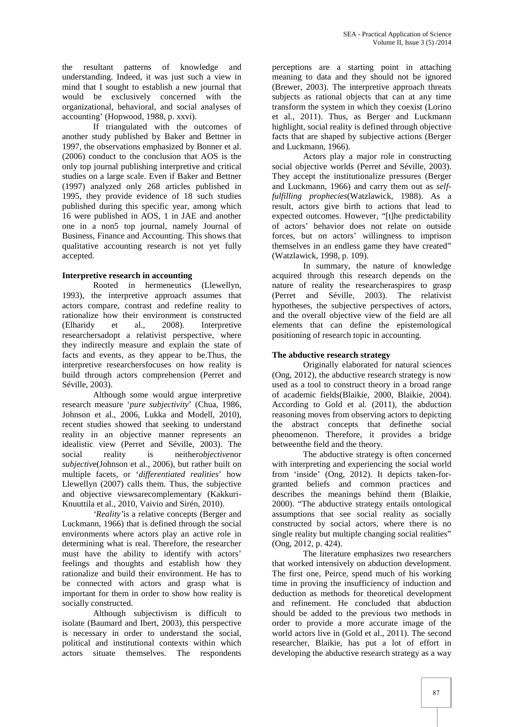the resultant patterns of knowledge and understanding. Indeed, it was just such a view in mind that I sought to establish a new journal that would be exclusively concerned with the organizational, behavioral, and social analyses of accounting' (Hopwood, 1988, p. xxvi).

If triangulated with the outcomes of another study published by Baker and Bettner in 1997, the observations emphasized by Bonner et al. (2006) conduct to the conclusion that AOS is the only top journal publishing interpretive and critical studies on a large scale. Even if Baker and Bettner (1997) analyzed only 268 articles published in 1995, they provide evidence of 18 such studies published during this specific year, among which 16 were published in AOS, 1 in JAE and another one in a non5 top journal, namely Journal of Business, Finance and Accounting. This shows that qualitative accounting research is not yet fully accepted.

**Interpretive research in accounting**

Rooted in hermeneutics (Llewellyn, 1993), the interpretive approach assumes that actors compare, contrast and redefine reality to rationalize how their environment is constructed (Elharidy et al., 2008). Interpretive researchersadopt a relativist perspective, where they indirectly measure and explain the state of facts and events, as they appear to be.Thus, the interpretive researchersfocuses on how reality is build through actors comprehension (Perret and Séville, 2003).

Although some would argue interpretive research measure '*pure subjectivity*' (Chua, 1986, Johnson et al., 2006, Lukka and Modell, 2010), recent studies showed that seeking to understand reality in an objective manner represents an idealistic view (Perret and Séville, 2003). The social reality is neither*objective*nor *subjectiv*e(Johnson et al., 2006), but rather built on multiple facets, or '*differentiated realities*' how Llewellyn (2007) calls them. Thus, the subjective and objective viewsarecomplementary (Kakkuri-Knuuttila et al., 2010, Vaivio and Sirén, 2010).

'*Reality'*is a relative concepts (Berger and Luckmann, 1966) that is defined through the social environments where actors play an active role in determining what is real. Therefore, the researcher must have the ability to identify with actors' feelings and thoughts and establish how they rationalize and build their environment. He has to be connected with actors and grasp what is important for them in order to show how reality is socially constructed.

Although subjectivism is difficult to isolate (Baumard and Ibert, 2003), this perspective is necessary in order to understand the social, political and institutional contexts within which actors situate themselves. The respondents perceptions are a starting point in attaching meaning to data and they should not be ignored (Brewer, 2003). The interpretive approach threats subjects as rational objects that can at any time transform the system in which they coexist (Lorino et al., 2011). Thus, as Berger and Luckmann highlight, social reality is defined through objective facts that are shaped by subjective actions (Berger and Luckmann, 1966).

Actors play a major role in constructing social objective worlds (Perret and Séville, 2003). They accept the institutionalize pressures (Berger and Luckmann, 1966) and carry them out as *self-fulfilling prophecies*(Watzlawick, 1988). As a result, actors give birth to actions that lead to expected outcomes. However, "[t]he predictability of actors' behavior does not relate on outside forces, but on actors' willingness to imprison themselves in an endless game they have created" (Watzlawick, 1998, p. 109).

In summary, the nature of knowledge acquired through this research depends on the nature of reality the researcheraspires to grasp (Perret and Séville, 2003). The relativist hypotheses, the subjective perspectives of actors, and the overall objective view of the field are all elements that can define the epistemological positioning of research topic in accounting.

**The abductive research strategy**

Originally elaborated for natural sciences (Ong, 2012), the abductive research strategy is now used as a tool to construct theory in a broad range of academic fields(Blaikie, 2000, Blaikie, 2004). According to Gold et al. (2011), the abduction reasoning moves from observing actors to depicting the abstract concepts that definethe social phenomenon. Therefore, it provides a bridge betweenthe field and the theory.

The abductive strategy is often concerned with interpreting and experiencing the social world from 'inside' (Ong, 2012). It depicts taken-for-granted beliefs and common practices and describes the meanings behind them (Blaikie, 2000). "The abductive strategy entails ontological assumptions that see social reality as socially constructed by social actors, where there is no single reality but multiple changing social realities" (Ong, 2012, p. 424).

The literature emphasizes two researchers that worked intensively on abduction development. The first one, Peirce, spend much of his working time in proving the insufficiency of induction and deduction as methods for theoretical development and refinement. He concluded that abduction should be added to the previous two methods in order to provide a more accurate image of the world actors live in (Gold et al., 2011). The second researcher, Blaikie, has put a lot of effort in developing the abductive research strategy as a way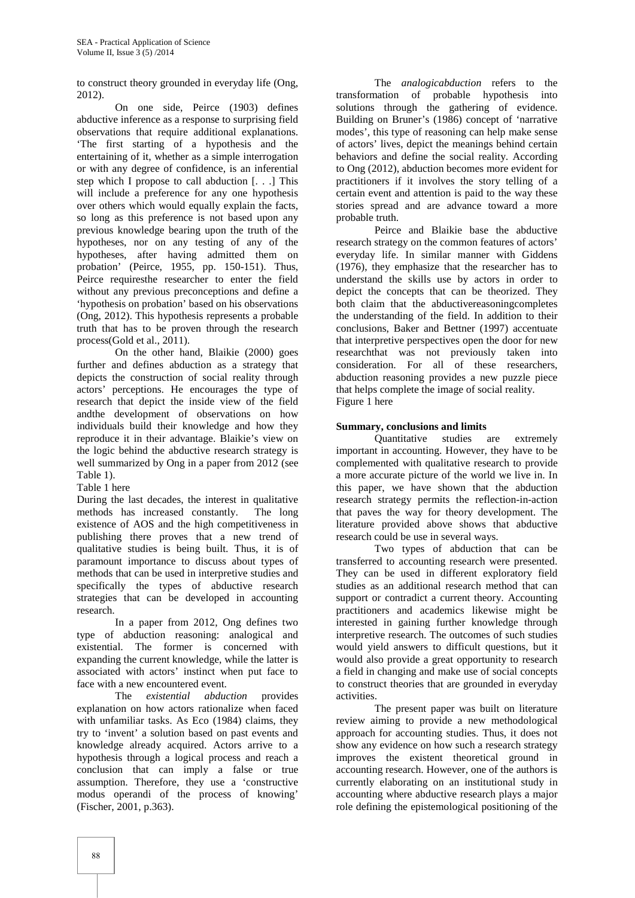to construct theory grounded in everyday life (Ong, 2012).

On one side, Peirce (1903) defines abductive inference as a response to surprising field observations that require additional explanations. 'The first starting of a hypothesis and the entertaining of it, whether as a simple interrogation or with any degree of confidence, is an inferential step which I propose to call abduction [. . .] This will include a preference for any one hypothesis over others which would equally explain the facts, so long as this preference is not based upon any previous knowledge bearing upon the truth of the hypotheses, nor on any testing of any of the hypotheses, after having admitted them on probation' (Peirce, 1955, pp. 150-151). Thus, Peirce requiresthe researcher to enter the field without any previous preconceptions and define a 'hypothesis on probation' based on his observations (Ong, 2012). This hypothesis represents a probable truth that has to be proven through the research process(Gold et al., 2011).

On the other hand, Blaikie (2000) goes further and defines abduction as a strategy that depicts the construction of social reality through actors' perceptions. He encourages the type of research that depict the inside view of the field andthe development of observations on how individuals build their knowledge and how they reproduce it in their advantage. Blaikie's view on the logic behind the abductive research strategy is well summarized by Ong in a paper from 2012 (see Table 1).

Table 1 here

During the last decades, the interest in qualitative methods has increased constantly. The long existence of AOS and the high competitiveness in publishing there proves that a new trend of qualitative studies is being built. Thus, it is of paramount importance to discuss about types of methods that can be used in interpretive studies and specifically the types of abductive research strategies that can be developed in accounting research.

In a paper from 2012, Ong defines two type of abduction reasoning: analogical and existential. The former is concerned with expanding the current knowledge, while the latter is associated with actors' instinct when put face to face with a new encountered event.

The *existential abduction* provides explanation on how actors rationalize when faced with unfamiliar tasks. As Eco (1984) claims, they try to 'invent' a solution based on past events and knowledge already acquired. Actors arrive to a hypothesis through a logical process and reach a conclusion that can imply a false or true assumption. Therefore, they use a 'constructive modus operandi of the process of knowing' (Fischer, 2001, p.363).

The *analogicabduction* refers to the transformation of probable hypothesis into solutions through the gathering of evidence. Building on Bruner's (1986) concept of 'narrative modes', this type of reasoning can help make sense of actors' lives, depict the meanings behind certain behaviors and define the social reality. According to Ong (2012), abduction becomes more evident for practitioners if it involves the story telling of a certain event and attention is paid to the way these stories spread and are advance toward a more probable truth.

Peirce and Blaikie base the abductive research strategy on the common features of actors' everyday life. In similar manner with Giddens (1976), they emphasize that the researcher has to understand the skills use by actors in order to depict the concepts that can be theorized. They both claim that the abductivereasoningcompletes the understanding of the field. In addition to their conclusions, Baker and Bettner (1997) accentuate that interpretive perspectives open the door for new researchthat was not previously taken into consideration. For all of these researchers, abduction reasoning provides a new puzzle piece that helps complete the image of social reality.

Figure 1 here

## Summary, conclusions and limits

Quantitative studies are extremely important in accounting. However, they have to be complemented with qualitative research to provide a more accurate picture of the world we live in. In this paper, we have shown that the abduction research strategy permits the reflection-in-action that paves the way for theory development. The literature provided above shows that abductive research could be use in several ways.

Two types of abduction that can be transferred to accounting research were presented. They can be used in different exploratory field studies as an additional research method that can support or contradict a current theory. Accounting practitioners and academics likewise might be interested in gaining further knowledge through interpretive research. The outcomes of such studies would yield answers to difficult questions, but it would also provide a great opportunity to research a field in changing and make use of social concepts to construct theories that are grounded in everyday activities.

The present paper was built on literature review aiming to provide a new methodological approach for accounting studies. Thus, it does not show any evidence on how such a research strategy improves the existent theoretical ground in accounting research. However, one of the authors is currently elaborating on an institutional study in accounting where abductive research plays a major role defining the epistemological positioning of the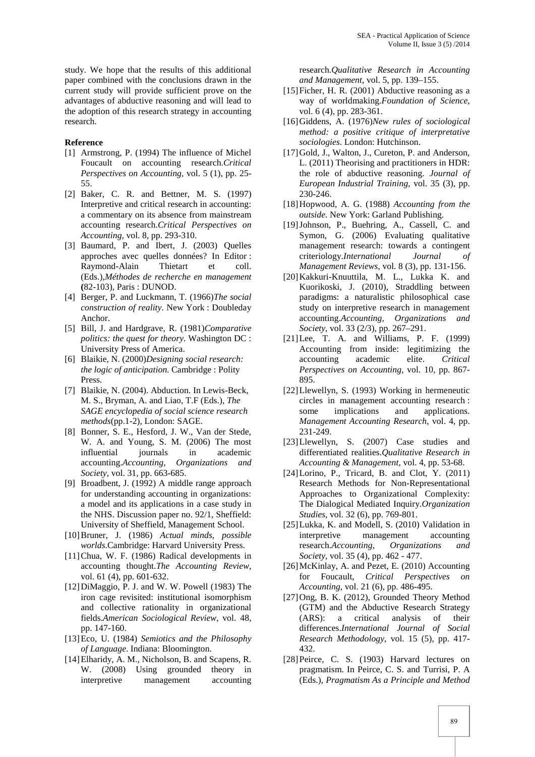study. We hope that the results of this additional paper combined with the conclusions drawn in the current study will provide sufficient prove on the advantages of abductive reasoning and will lead to the adoption of this research strategy in accounting research.

**Reference**

[1] Armstrong, P. (1994) The influence of Michel Foucault on accounting research.*Critical Perspectives on Accounting*, vol. 5 (1), pp. 25-55.

[2] Baker, C. R. and Bettner, M. S. (1997) Interpretive and critical research in accounting: a commentary on its absence from mainstream accounting research.*Critical Perspectives on Accounting*, vol. 8, pp. 293-310.

[3] Baumard, P. and Ibert, J. (2003) Quelles approches avec quelles données? In Editor : Raymond-Alain Thietart et coll. (Eds.),*Méthodes de recherche en management* **(**82-103), Paris : DUNOD.

[4] Berger, P. and Luckmann, T. (1966)*The social construction of reality*. New York : Doubleday Anchor.

[5] Bill, J. and Hardgrave, R. (1981)*Comparative politics: the quest for theory*. Washington DC : University Press of America.

[6] Blaikie, N. (2000)*Designing social research: the logic of anticipation.* Cambridge : Polity Press.

[7] Blaikie, N. (2004). Abduction. In Lewis-Beck, M. S., Bryman, A. and Liao, T.F (Eds.), *The SAGE encyclopedia of social science research methods*(pp.1-2), London: SAGE.

[8] Bonner, S. E., Hesford, J. W., Van der Stede, W. A. and Young, S. M. (2006) The most influential journals in academic accounting.*Accounting, Organizations and Society*, vol. 31, pp. 663-685.

[9] Broadbent, J. (1992) A middle range approach for understanding accounting in organizations: a model and its applications in a case study in the NHS. Discussion paper no. 92/1, Sheffield: University of Sheffield, Management School.

[10] Bruner, J. (1986) *Actual minds, possible worlds*.Cambridge: Harvard University Press.

[11] Chua, W. F. (1986) Radical developments in accounting thought.*The Accounting Review*, vol. 61 (4), pp. 601-632.

[12] DiMaggio, P. J. and W. W. Powell (1983) The iron cage revisited: institutional isomorphism and collective rationality in organizational fields.*American Sociological Review*, vol. 48, pp. 147-160.

[13] Eco, U. (1984) *Semiotics and the Philosophy of Language*. Indiana: Bloomington.

[14] Elharidy, A. M., Nicholson, B. and Scapens, R. W. (2008) Using grounded theory in interpretive management accounting research.*Qualitative Research in Accounting and Management*, vol. 5, pp. 139–155.

[15] Ficher, H. R. (2001) Abductive reasoning as a way of worldmaking.*Foundation of Science*, vol. 6 (4), pp. 283-361.

[16] Giddens, A. (1976)*New rules of sociological method: a positive critique of interpretative sociologies*. London: Hutchinson.

[17] Gold, J., Walton, J., Cureton, P. and Anderson, L. (2011) Theorising and practitioners in HDR: the role of abductive reasoning. *Journal of European Industrial Training*, vol. 35 (3), pp. 230-246.

[18] Hopwood, A. G. (1988) *Accounting from the outside*. New York: Garland Publishing.

[19] Johnson, P., Buehring, A., Cassell, C. and Symon, G. (2006) Evaluating qualitative management research: towards a contingent criteriology.*International Journal of Management Reviews*, vol. 8 (3), pp. 131-156.

[20] Kakkuri-Knuuttila, M. L., Lukka K. and Kuorikoski, J. (2010), Straddling between paradigms: a naturalistic philosophical case study on interpretive research in management accounting.*Accounting, Organizations and Society*, vol. 33 (2/3), pp. 267–291.

[21] Lee, T. A. and Williams, P. F. (1999) Accounting from inside: legitimizing the accounting academic elite. *Critical Perspectives on Accounting*, vol. 10, pp. 867-895.

[22] Llewellyn, S. (1993) Working in hermeneutic circles in management accounting research : some implications and applications. *Management Accounting Research*, vol. 4, pp. 231-249.

[23] Llewellyn, S. (2007) Case studies and differentiated realities.*Qualitative Research in Accounting & Management*, vol. 4, pp. 53-68.

[24] Lorino, P., Tricard, B. and Clot, Y. (2011) Research Methods for Non-Representational Approaches to Organizational Complexity: The Dialogical Mediated Inquiry.*Organization Studies*, vol. 32 (6), pp. 769-801.

[25] Lukka, K. and Modell, S. (2010) Validation in interpretive management accounting research.*Accounting, Organizations and Society*, vol. 35 (4), pp. 462 - 477.

[26] McKinlay, A. and Pezet, E. (2010) Accounting for Foucault, *Critical Perspectives on Accounting*, vol. 21 (6), pp. 486-495.

[27] Ong, B. K. (2012), Grounded Theory Method (GTM) and the Abductive Research Strategy (ARS): a critical analysis of their differences.*International Journal of Social Research Methodology*, vol. 15 (5), pp. 417-432.

[28] Peirce, C. S. (1903) Harvard lectures on pragmatism. In Peirce, C. S. and Turrisi, P. A (Eds.), *Pragmatism As a Principle and Method*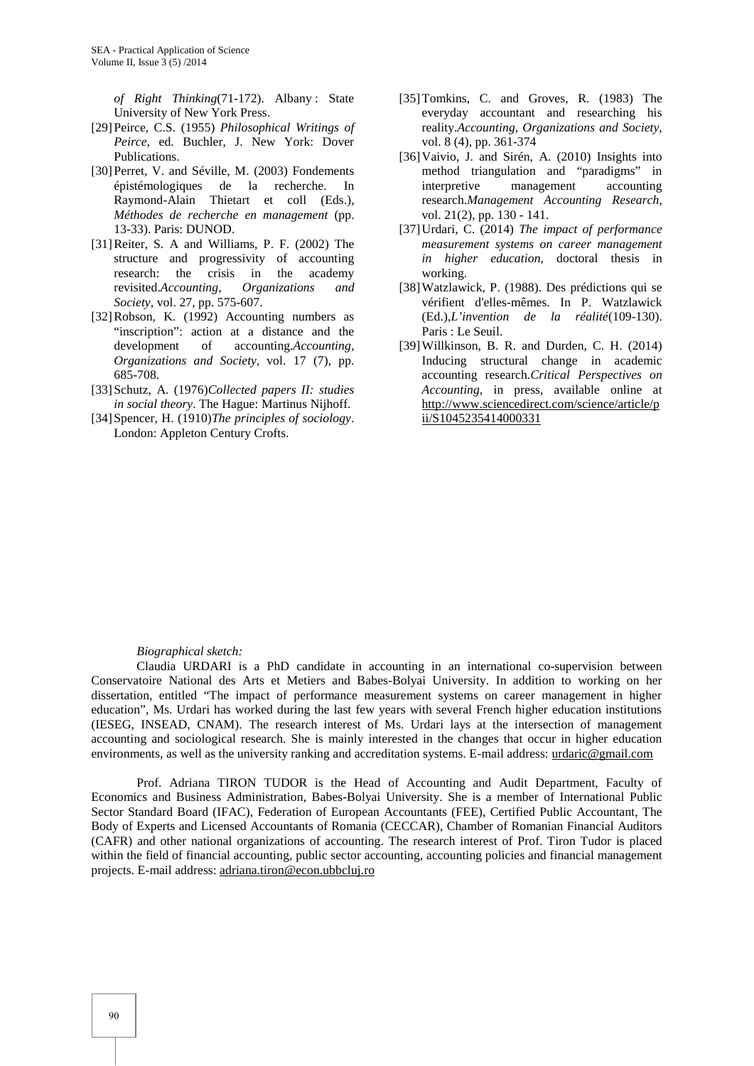*of Right Thinking*(71-172). Albany : State University of New York Press.

[29] Peirce, C.S. (1955) *Philosophical Writings of Peirce*, ed. Buchler, J. New York: Dover Publications.

[30] Perret, V. and Séville, M. (2003) Fondements épistémologiques de la recherche. In Raymond-Alain Thietart et coll (Eds.), *Méthodes de recherche en management* (pp. 13-33). Paris: DUNOD.

[31] Reiter, S. A and Williams, P. F. (2002) The structure and progressivity of accounting research: the crisis in the academy revisited.*Accounting, Organizations and Society*, vol. 27, pp. 575-607.

[32] Robson, K. (1992) Accounting numbers as "inscription": action at a distance and the development of accounting.*Accounting, Organizations and Society*, vol. 17 (7), pp. 685-708.

[33] Schutz, A. (1976)*Collected papers II: studies in social theory*. The Hague: Martinus Nijhoff.

[34] Spencer, H. (1910)*The principles of sociology*. London: Appleton Century Crofts.

[35] Tomkins, C. and Groves, R. (1983) The everyday accountant and researching his reality.*Accounting, Organizations and Society*, vol. 8 (4), pp. 361-374

[36] Vaivio, J. and Sirén, A. (2010) Insights into method triangulation and "paradigms" in interpretive management accounting research.*Management Accounting Research*, vol. 21(2), pp. 130 - 141.

[37] Urdari, C. (2014) *The impact of performance measurement systems on career management in higher education*, doctoral thesis in working.

[38] Watzlawick, P. (1988). Des prédictions qui se vérifient d'elles-mêmes. In P. Watzlawick (Ed.),*L'invention de la réalité*(109-130). Paris : Le Seuil.

[39] Willkinson, B. R. and Durden, C. H. (2014) Inducing structural change in academic accounting research.*Critical Perspectives on Accounting*, in press, available online at http://www.sciencedirect.com/science/article/pii/S1045235414000331

*Biographical sketch:*

Claudia URDARI is a PhD candidate in accounting in an international co-supervision between Conservatoire National des Arts et Metiers and Babes-Bolyai University. In addition to working on her dissertation, entitled "The impact of performance measurement systems on career management in higher education", Ms. Urdari has worked during the last few years with several French higher education institutions (IESEG, INSEAD, CNAM). The research interest of Ms. Urdari lays at the intersection of management accounting and sociological research. She is mainly interested in the changes that occur in higher education environments, as well as the university ranking and accreditation systems. E-mail address: urdaric@gmail.com

Prof. Adriana TIRON TUDOR is the Head of Accounting and Audit Department, Faculty of Economics and Business Administration, Babes-Bolyai University. She is a member of International Public Sector Standard Board (IFAC), Federation of European Accountants (FEE), Certified Public Accountant, The Body of Experts and Licensed Accountants of Romania (CECCAR), Chamber of Romanian Financial Auditors (CAFR) and other national organizations of accounting. The research interest of Prof. Tiron Tudor is placed within the field of financial accounting, public sector accounting, accounting policies and financial management projects. E-mail address: adriana.tiron@econ.ubbcluj.ro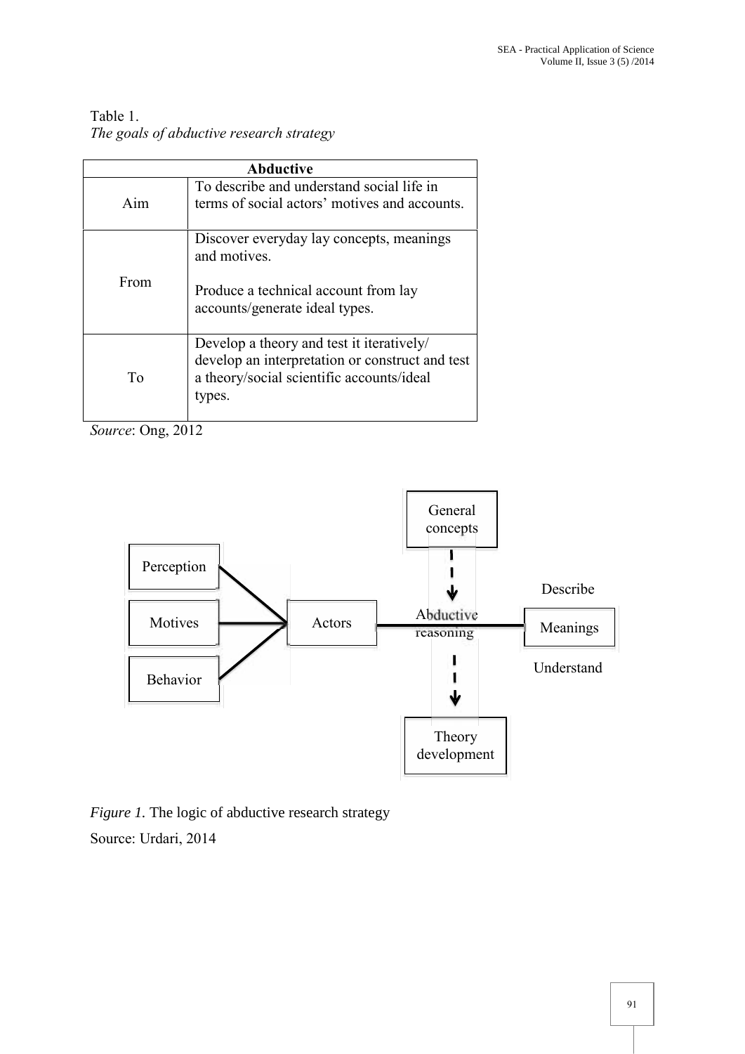Table 1.
*The goals of abductive research strategy*

| Abductive | |
|---|---|
| Aim | To describe and understand social life in terms of social actors' motives and accounts. |
| From | Discover everyday lay concepts, meanings and motives.<br><br>Produce a technical account from lay accounts/generate ideal types. |
| To | Develop a theory and test it iteratively/ develop an interpretation or construct and test a theory/social scientific accounts/ideal types. |

*Source*: Ong, 2012

*Figure 1.* The logic of abductive research strategy

Source: Urdari, 2014